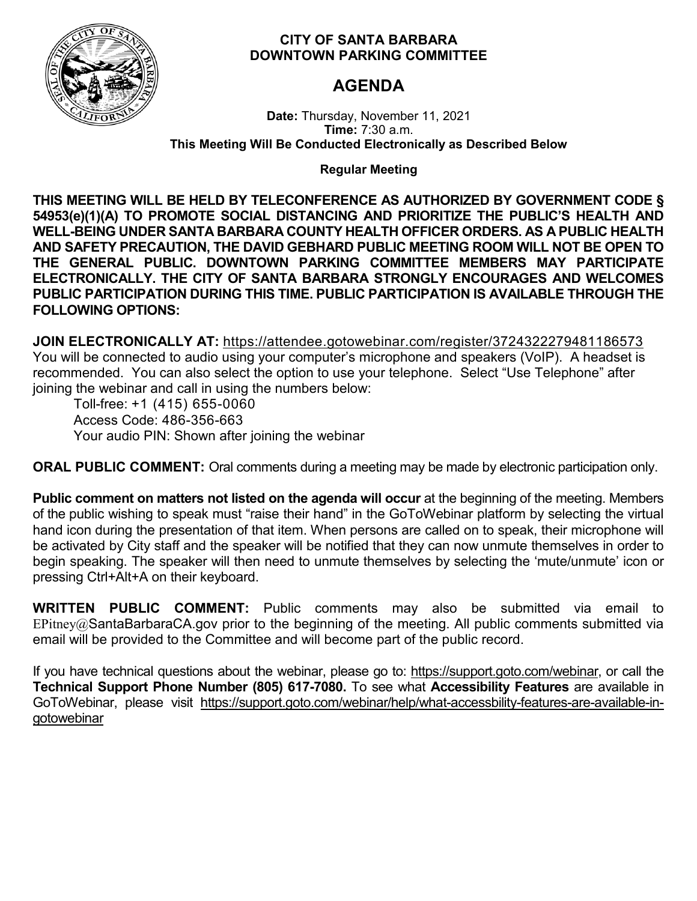**CITY OF SANTA BARBARA**
**DOWNTOWN PARKING COMMITTEE**

# AGENDA

**Date:** Thursday, November 11, 2021
**Time:** 7:30 a.m.
**This Meeting Will Be Conducted Electronically as Described Below**

**Regular Meeting**

**THIS MEETING WILL BE HELD BY TELECONFERENCE AS AUTHORIZED BY GOVERNMENT CODE § 54953(e)(1)(A) TO PROMOTE SOCIAL DISTANCING AND PRIORITIZE THE PUBLIC'S HEALTH AND WELL-BEING UNDER SANTA BARBARA COUNTY HEALTH OFFICER ORDERS. AS A PUBLIC HEALTH AND SAFETY PRECAUTION, THE DAVID GEBHARD PUBLIC MEETING ROOM WILL NOT BE OPEN TO THE GENERAL PUBLIC. DOWNTOWN PARKING COMMITTEE MEMBERS MAY PARTICIPATE ELECTRONICALLY. THE CITY OF SANTA BARBARA STRONGLY ENCOURAGES AND WELCOMES PUBLIC PARTICIPATION DURING THIS TIME. PUBLIC PARTICIPATION IS AVAILABLE THROUGH THE FOLLOWING OPTIONS:**

**JOIN ELECTRONICALLY AT:** https://attendee.gotowebinar.com/register/3724322279481186573
You will be connected to audio using your computer's microphone and speakers (VoIP). A headset is recommended. You can also select the option to use your telephone. Select "Use Telephone" after joining the webinar and call in using the numbers below:

Toll-free: +1 (415) 655-0060
Access Code: 486-356-663
Your audio PIN: Shown after joining the webinar

**ORAL PUBLIC COMMENT:** Oral comments during a meeting may be made by electronic participation only.

**Public comment on matters not listed on the agenda will occur** at the beginning of the meeting. Members of the public wishing to speak must "raise their hand" in the GoToWebinar platform by selecting the virtual hand icon during the presentation of that item. When persons are called on to speak, their microphone will be activated by City staff and the speaker will be notified that they can now unmute themselves in order to begin speaking. The speaker will then need to unmute themselves by selecting the 'mute/unmute' icon or pressing Ctrl+Alt+A on their keyboard.

**WRITTEN PUBLIC COMMENT:** Public comments may also be submitted via email to EPitney@SantaBarbaraCA.gov prior to the beginning of the meeting. All public comments submitted via email will be provided to the Committee and will become part of the public record.

If you have technical questions about the webinar, please go to: https://support.goto.com/webinar, or call the **Technical Support Phone Number (805) 617-7080.** To see what **Accessibility Features** are available in GoToWebinar, please visit https://support.goto.com/webinar/help/what-accessbility-features-are-available-in-gotowebinar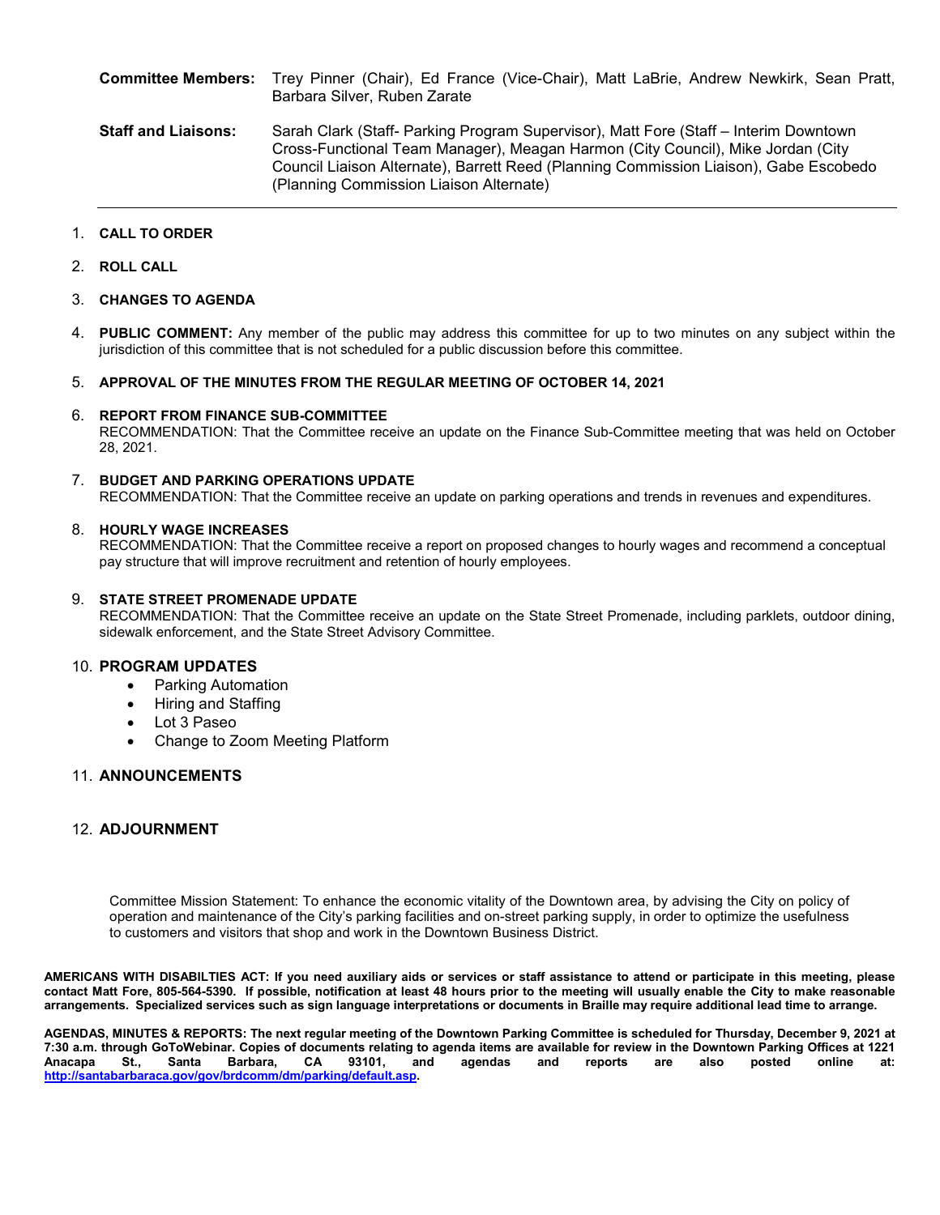**Committee Members:** Trey Pinner (Chair), Ed France (Vice-Chair), Matt LaBrie, Andrew Newkirk, Sean Pratt, Barbara Silver, Ruben Zarate

**Staff and Liaisons:** Sarah Clark (Staff- Parking Program Supervisor), Matt Fore (Staff – Interim Downtown Cross-Functional Team Manager), Meagan Harmon (City Council), Mike Jordan (City Council Liaison Alternate), Barrett Reed (Planning Commission Liaison), Gabe Escobedo (Planning Commission Liaison Alternate)

---

1. **CALL TO ORDER**

2. **ROLL CALL**

3. **CHANGES TO AGENDA**

4. **PUBLIC COMMENT:** Any member of the public may address this committee for up to two minutes on any subject within the jurisdiction of this committee that is not scheduled for a public discussion before this committee.

5. **APPROVAL OF THE MINUTES FROM THE REGULAR MEETING OF OCTOBER 14, 2021**

6. **REPORT FROM FINANCE SUB-COMMITTEE**
   RECOMMENDATION: That the Committee receive an update on the Finance Sub-Committee meeting that was held on October 28, 2021.

7. **BUDGET AND PARKING OPERATIONS UPDATE**
   RECOMMENDATION: That the Committee receive an update on parking operations and trends in revenues and expenditures.

8. **HOURLY WAGE INCREASES**
   RECOMMENDATION: That the Committee receive a report on proposed changes to hourly wages and recommend a conceptual pay structure that will improve recruitment and retention of hourly employees.

9. **STATE STREET PROMENADE UPDATE**
   RECOMMENDATION: That the Committee receive an update on the State Street Promenade, including parklets, outdoor dining, sidewalk enforcement, and the State Street Advisory Committee.

10. **PROGRAM UPDATES**
    - Parking Automation
    - Hiring and Staffing
    - Lot 3 Paseo
    - Change to Zoom Meeting Platform

11. **ANNOUNCEMENTS**

12. **ADJOURNMENT**

Committee Mission Statement: To enhance the economic vitality of the Downtown area, by advising the City on policy of operation and maintenance of the City's parking facilities and on-street parking supply, in order to optimize the usefulness to customers and visitors that shop and work in the Downtown Business District.

**AMERICANS WITH DISABILTIES ACT: If you need auxiliary aids or services or staff assistance to attend or participate in this meeting, please contact Matt Fore, 805-564-5390. If possible, notification at least 48 hours prior to the meeting will usually enable the City to make reasonable arrangements. Specialized services such as sign language interpretations or documents in Braille may require additional lead time to arrange.**

**AGENDAS, MINUTES & REPORTS: The next regular meeting of the Downtown Parking Committee is scheduled for Thursday, December 9, 2021 at 7:30 a.m. through GoToWebinar. Copies of documents relating to agenda items are available for review in the Downtown Parking Offices at 1221 Anacapa St., Santa Barbara, CA 93101, and agendas and reports are also posted online at: http://santabarbaraca.gov/gov/brdcomm/dm/parking/default.asp.**